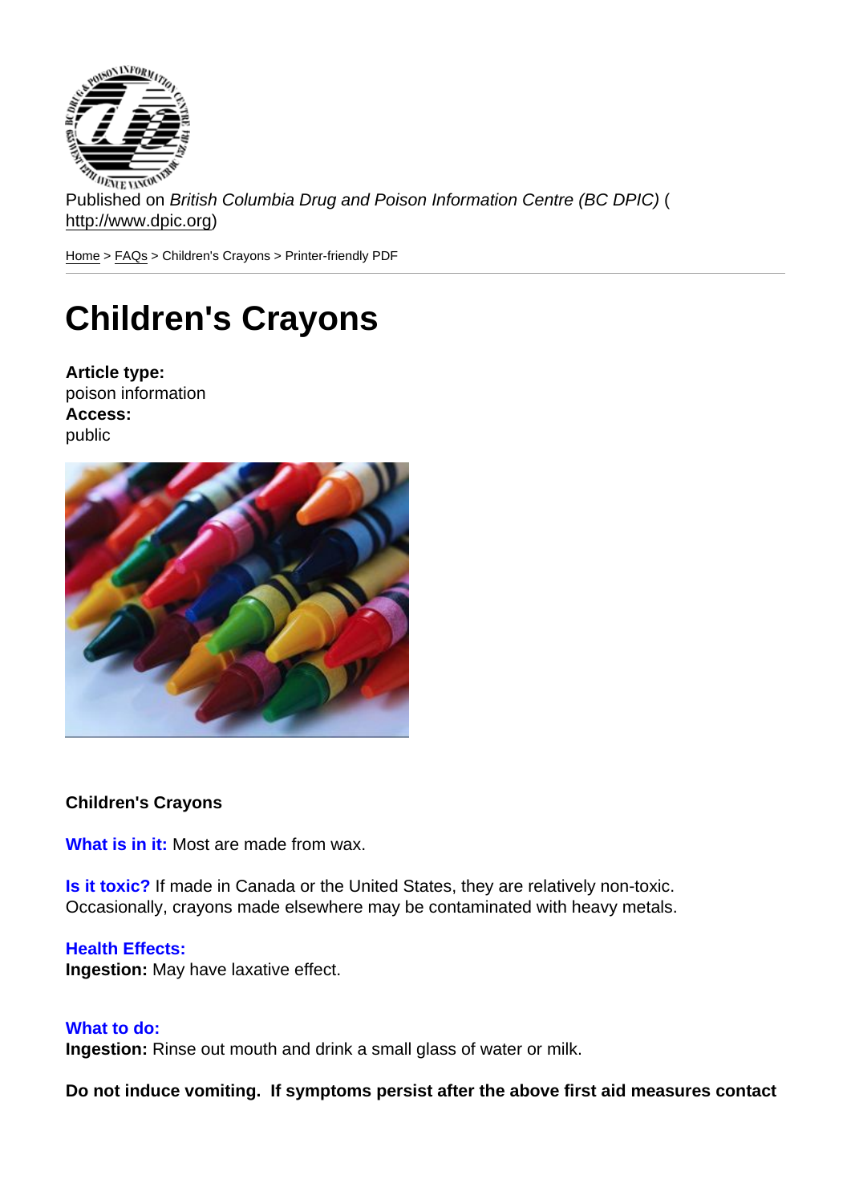Published on *British Columbia Drug and Poison Information Centre (BC DPIC)* (http://www.dpic.org)

Home > FAQs > Children's Crayons > Printer-friendly PDF

# Children's Crayons

**Article type:**
poison information
**Access:**
public

**Children's Crayons**

**What is in it:** Most are made from wax.

**Is it toxic?** If made in Canada or the United States, they are relatively non-toxic. Occasionally, crayons made elsewhere may be contaminated with heavy metals.

**Health Effects:**
**Ingestion:** May have laxative effect.

**What to do:**
**Ingestion:** Rinse out mouth and drink a small glass of water or milk.

**Do not induce vomiting. If symptoms persist after the above first aid measures contact**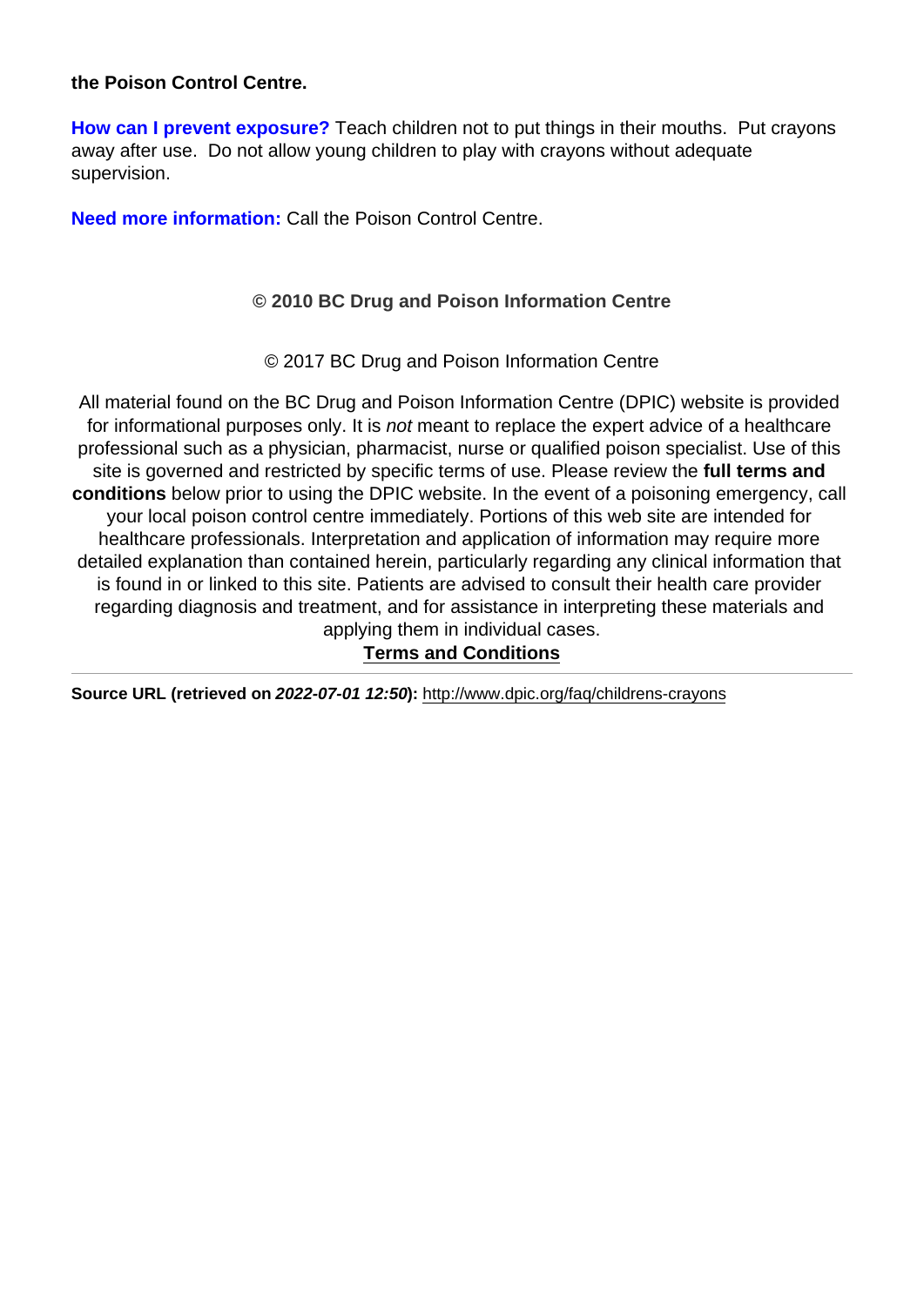**the Poison Control Centre.**

**How can I prevent exposure?** Teach children not to put things in their mouths. Put crayons away after use. Do not allow young children to play with crayons without adequate supervision.

**Need more information:** Call the Poison Control Centre.

**© 2010 BC Drug and Poison Information Centre**

© 2017 BC Drug and Poison Information Centre

All material found on the BC Drug and Poison Information Centre (DPIC) website is provided for informational purposes only. It is *not* meant to replace the expert advice of a healthcare professional such as a physician, pharmacist, nurse or qualified poison specialist. Use of this site is governed and restricted by specific terms of use. Please review the **full terms and conditions** below prior to using the DPIC website. In the event of a poisoning emergency, call your local poison control centre immediately. Portions of this web site are intended for healthcare professionals. Interpretation and application of information may require more detailed explanation than contained herein, particularly regarding any clinical information that is found in or linked to this site. Patients are advised to consult their health care provider regarding diagnosis and treatment, and for assistance in interpreting these materials and applying them in individual cases.

**Terms and Conditions**

---

**Source URL (retrieved on *2022-07-01 12:50*):** http://www.dpic.org/faq/childrens-crayons